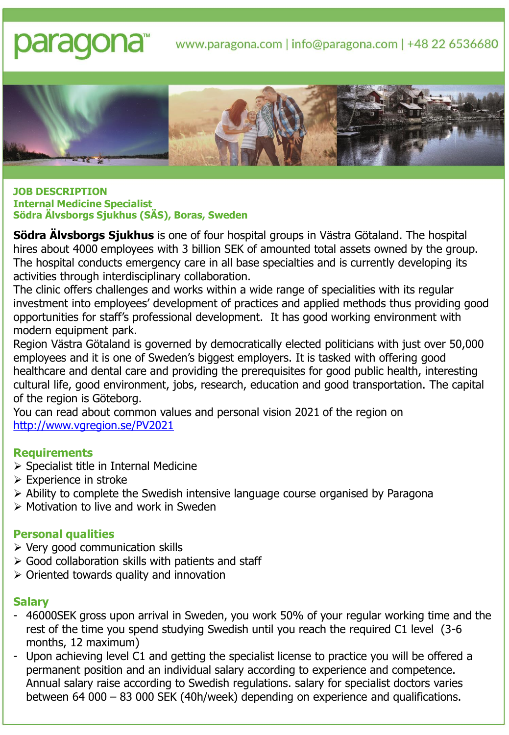paragona™ www.paragona.com | info@paragona.com | +48 22 6536680

## JOB DESCRIPTION
## Internal Medicine Specialist
## Södra Älvsborgs Sjukhus (SÄS), Boras, Sweden

**Södra Älvsborgs Sjukhus** is one of four hospital groups in Västra Götaland. The hospital hires about 4000 employees with 3 billion SEK of amounted total assets owned by the group. The hospital conducts emergency care in all base specialties and is currently developing its activities through interdisciplinary collaboration.
The clinic offers challenges and works within a wide range of specialities with its regular investment into employees' development of practices and applied methods thus providing good opportunities for staff's professional development. It has good working environment with modern equipment park.
Region Västra Götaland is governed by democratically elected politicians with just over 50,000 employees and it is one of Sweden's biggest employers. It is tasked with offering good healthcare and dental care and providing the prerequisites for good public health, interesting cultural life, good environment, jobs, research, education and good transportation. The capital of the region is Göteborg.
You can read about common values and personal vision 2021 of the region on [http://www.vgregion.se/PV2021](http://www.vgregion.se/PV2021)

### Requirements

- Specialist title in Internal Medicine
- Experience in stroke
- Ability to complete the Swedish intensive language course organised by Paragona
- Motivation to live and work in Sweden

### Personal qualities

- Very good communication skills
- Good collaboration skills with patients and staff
- Oriented towards quality and innovation

### Salary

- 46000SEK gross upon arrival in Sweden, you work 50% of your regular working time and the rest of the time you spend studying Swedish until you reach the required C1 level (3-6 months, 12 maximum)
- Upon achieving level C1 and getting the specialist license to practice you will be offered a permanent position and an individual salary according to experience and competence. Annual salary raise according to Swedish regulations. salary for specialist doctors varies between 64 000 – 83 000 SEK (40h/week) depending on experience and qualifications.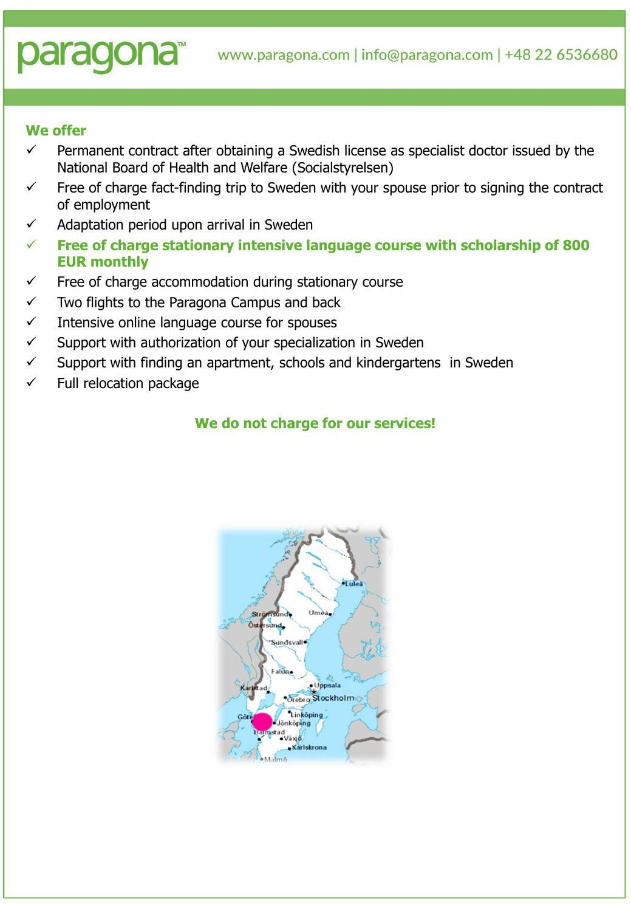## We offer

- ✓ Permanent contract after obtaining a Swedish license as specialist doctor issued by the National Board of Health and Welfare (Socialstyrelsen)
- ✓ Free of charge fact-finding trip to Sweden with your spouse prior to signing the contract of employment
- ✓ Adaptation period upon arrival in Sweden
- ✓ **Free of charge stationary intensive language course with scholarship of 800 EUR monthly**
- ✓ Free of charge accommodation during stationary course
- ✓ Two flights to the Paragona Campus and back
- ✓ Intensive online language course for spouses
- ✓ Support with authorization of your specialization in Sweden
- ✓ Support with finding an apartment, schools and kindergartens in Sweden
- ✓ Full relocation package

**We do not charge for our services!**

Luleå
Strömsund
Umeå
Östersund
Sundsvall
Falun
Karlstad
Uppsala
Örebro
Stockholm
Göte
Linköping
Jönköping
Halmstad
Växjö
Karlskrona
Malmö